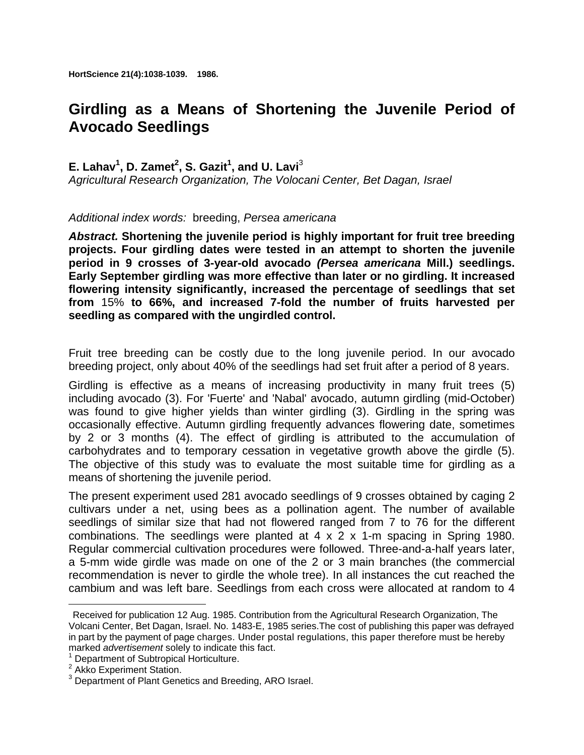HortScience 21(4):1038-1039. 1986.

# Girdling as a Means of Shortening the Juvenile Period of Avocado Seedlings

**E. Lahav[1], D. Zamet[2], S. Gazit[1], and U. Lavi[3]**
*Agricultural Research Organization, The Volocani Center, Bet Dagan, Israel*

*Additional index words:* breeding, *Persea americana*

***Abstract.*** **Shortening the juvenile period is highly important for fruit tree breeding projects. Four girdling dates were tested in an attempt to shorten the juvenile period in 9 crosses of 3-year-old avocado *(Persea americana* Mill.) seedlings. Early September girdling was more effective than later or no girdling. It increased flowering intensity significantly, increased the percentage of seedlings that set from** 15% **to 66%, and increased 7-fold the number of fruits harvested per seedling as compared with the ungirdled control.**

Fruit tree breeding can be costly due to the long juvenile period. In our avocado breeding project, only about 40% of the seedlings had set fruit after a period of 8 years.

Girdling is effective as a means of increasing productivity in many fruit trees (5) including avocado (3). For 'Fuerte' and 'Nabal' avocado, autumn girdling (mid-October) was found to give higher yields than winter girdling (3). Girdling in the spring was occasionally effective. Autumn girdling frequently advances flowering date, sometimes by 2 or 3 months (4). The effect of girdling is attributed to the accumulation of carbohydrates and to temporary cessation in vegetative growth above the girdle (5). The objective of this study was to evaluate the most suitable time for girdling as a means of shortening the juvenile period.

The present experiment used 281 avocado seedlings of 9 crosses obtained by caging 2 cultivars under a net, using bees as a pollination agent. The number of available seedlings of similar size that had not flowered ranged from 7 to 76 for the different combinations. The seedlings were planted at 4 x 2 x 1-m spacing in Spring 1980. Regular commercial cultivation procedures were followed. Three-and-a-half years later, a 5-mm wide girdle was made on one of the 2 or 3 main branches (the commercial recommendation is never to girdle the whole tree). In all instances the cut reached the cambium and was left bare. Seedlings from each cross were allocated at random to 4

---

Received for publication 12 Aug. 1985. Contribution from the Agricultural Research Organization, The Volcani Center, Bet Dagan, Israel. No. 1483-E, 1985 series.The cost of publishing this paper was defrayed in part by the payment of page charges. Under postal regulations, this paper therefore must be hereby marked *advertisement* solely to indicate this fact.

[1] Department of Subtropical Horticulture.

[2] Akko Experiment Station.

[3] Department of Plant Genetics and Breeding, ARO Israel.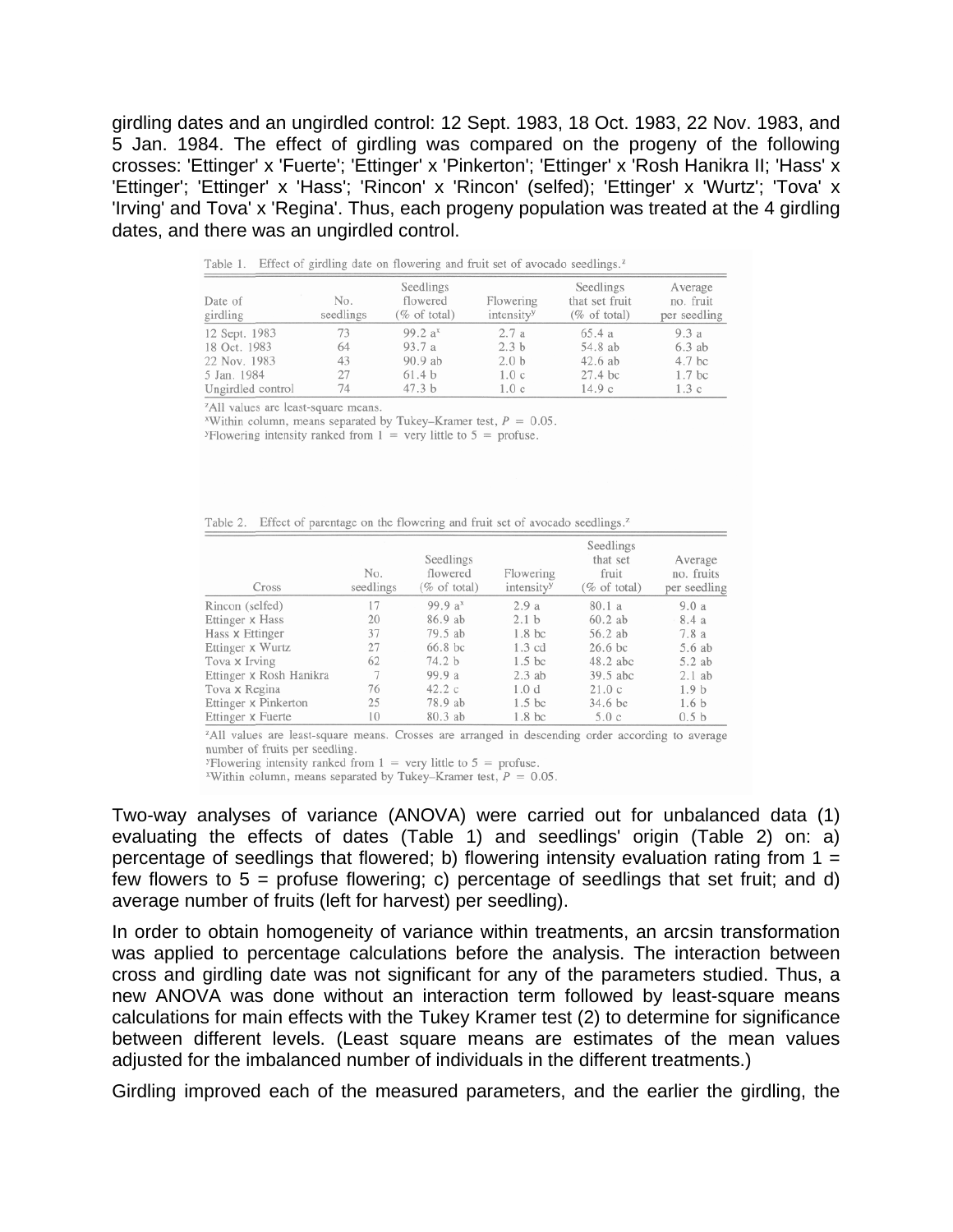girdling dates and an ungirdled control: 12 Sept. 1983, 18 Oct. 1983, 22 Nov. 1983, and 5 Jan. 1984. The effect of girdling was compared on the progeny of the following crosses: 'Ettinger' x 'Fuerte'; 'Ettinger' x 'Pinkerton'; 'Ettinger' x 'Rosh Hanikra II; 'Hass' x 'Ettinger'; 'Ettinger' x 'Hass'; 'Rincon' x 'Rincon' (selfed); 'Ettinger' x 'Wurtz'; 'Tova' x 'Irving' and Tova' x 'Regina'. Thus, each progeny population was treated at the 4 girdling dates, and there was an ungirdled control.

Table 1. Effect of girdling date on flowering and fruit set of avocado seedlings.[z]

| Date of girdling | No. seedlings | Seedlings flowered (% of total) | Flowering intensity[y] | Seedlings that set fruit (% of total) | Average no. fruit per seedling |
|---|---|---|---|---|---|
| 12 Sept. 1983 | 73 | 99.2 a[x] | 2.7 a | 65.4 a | 9.3 a |
| 18 Oct. 1983 | 64 | 93.7 a | 2.3 b | 54.8 ab | 6.3 ab |
| 22 Nov. 1983 | 43 | 90.9 ab | 2.0 b | 42.6 ab | 4.7 bc |
| 5 Jan. 1984 | 27 | 61.4 b | 1.0 c | 27.4 bc | 1.7 bc |
| Ungirdled control | 74 | 47.3 b | 1.0 c | 14.9 c | 1.3 c |

[z]All values are least-square means.
[x]Within column, means separated by Tukey–Kramer test, $P = 0.05$.
[y]Flowering intensity ranked from 1 = very little to 5 = profuse.

Table 2. Effect of parentage on the flowering and fruit set of avocado seedlings.[z]

| Cross | No. seedlings | Seedlings flowered (% of total) | Flowering intensity[y] | Seedlings that set fruit (% of total) | Average no. fruits per seedling |
|---|---|---|---|---|---|
| Rincon (selfed) | 17 | 99.9 a[x] | 2.9 a | 80.1 a | 9.0 a |
| Ettinger x Hass | 20 | 86.9 ab | 2.1 b | 60.2 ab | 8.4 a |
| Hass x Ettinger | 37 | 79.5 ab | 1.8 bc | 56.2 ab | 7.8 a |
| Ettinger x Wurtz | 27 | 66.8 bc | 1.3 cd | 26.6 bc | 5.6 ab |
| Tova x Irving | 62 | 74.2 b | 1.5 bc | 48.2 abc | 5.2 ab |
| Ettinger x Rosh Hanikra | 7 | 99.9 a | 2.3 ab | 39.5 abc | 2.1 ab |
| Tova x Regina | 76 | 42.2 c | 1.0 d | 21.0 c | 1.9 b |
| Ettinger x Pinkerton | 25 | 78.9 ab | 1.5 bc | 34.6 bc | 1.6 b |
| Ettinger x Fuerte | 10 | 80.3 ab | 1.8 bc | 5.0 c | 0.5 b |

[z]All values are least-square means. Crosses are arranged in descending order according to average number of fruits per seedling.
[y]Flowering intensity ranked from 1 = very little to 5 = profuse.
[x]Within column, means separated by Tukey–Kramer test, $P = 0.05$.

Two-way analyses of variance (ANOVA) were carried out for unbalanced data (1) evaluating the effects of dates (Table 1) and seedlings' origin (Table 2) on: a) percentage of seedlings that flowered; b) flowering intensity evaluation rating from 1 = few flowers to 5 = profuse flowering; c) percentage of seedlings that set fruit; and d) average number of fruits (left for harvest) per seedling).

In order to obtain homogeneity of variance within treatments, an arcsin transformation was applied to percentage calculations before the analysis. The interaction between cross and girdling date was not significant for any of the parameters studied. Thus, a new ANOVA was done without an interaction term followed by least-square means calculations for main effects with the Tukey Kramer test (2) to determine for significance between different levels. (Least square means are estimates of the mean values adjusted for the imbalanced number of individuals in the different treatments.)

Girdling improved each of the measured parameters, and the earlier the girdling, the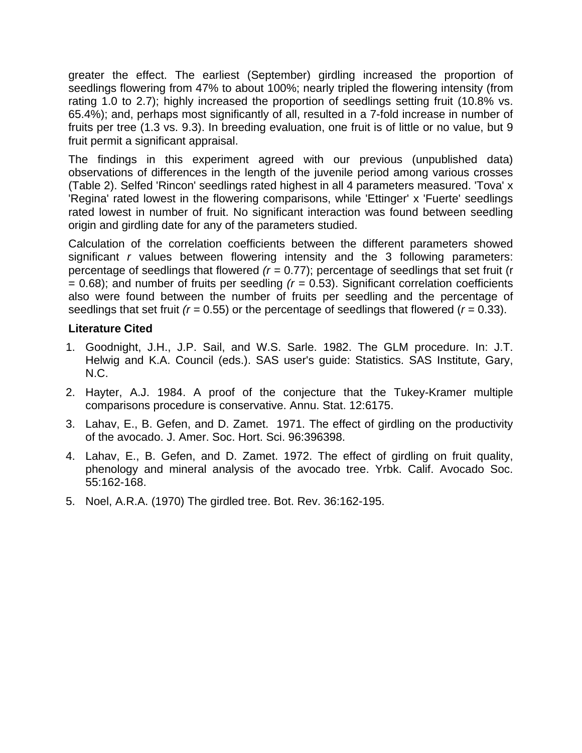greater the effect. The earliest (September) girdling increased the proportion of seedlings flowering from 47% to about 100%; nearly tripled the flowering intensity (from rating 1.0 to 2.7); highly increased the proportion of seedlings setting fruit (10.8% vs. 65.4%); and, perhaps most significantly of all, resulted in a 7-fold increase in number of fruits per tree (1.3 vs. 9.3). In breeding evaluation, one fruit is of little or no value, but 9 fruit permit a significant appraisal.

The findings in this experiment agreed with our previous (unpublished data) observations of differences in the length of the juvenile period among various crosses (Table 2). Selfed 'Rincon' seedlings rated highest in all 4 parameters measured. 'Tova' x 'Regina' rated lowest in the flowering comparisons, while 'Ettinger' x 'Fuerte' seedlings rated lowest in number of fruit. No significant interaction was found between seedling origin and girdling date for any of the parameters studied.

Calculation of the correlation coefficients between the different parameters showed significant *r* values between flowering intensity and the 3 following parameters: percentage of seedlings that flowered *(r* = 0.77); percentage of seedlings that set fruit (r = 0.68); and number of fruits per seedling *(r* = 0.53). Significant correlation coefficients also were found between the number of fruits per seedling and the percentage of seedlings that set fruit *(r* = 0.55) or the percentage of seedlings that flowered (*r* = 0.33).

**Literature Cited**

1. Goodnight, J.H., J.P. Sail, and W.S. Sarle. 1982. The GLM procedure. In: J.T. Helwig and K.A. Council (eds.). SAS user's guide: Statistics. SAS Institute, Gary, N.C.
2. Hayter, A.J. 1984. A proof of the conjecture that the Tukey-Kramer multiple comparisons procedure is conservative. Annu. Stat. 12:6175.
3. Lahav, E., B. Gefen, and D. Zamet. 1971. The effect of girdling on the productivity of the avocado. J. Amer. Soc. Hort. Sci. 96:396398.
4. Lahav, E., B. Gefen, and D. Zamet. 1972. The effect of girdling on fruit quality, phenology and mineral analysis of the avocado tree. Yrbk. Calif. Avocado Soc. 55:162-168.
5. Noel, A.R.A. (1970) The girdled tree. Bot. Rev. 36:162-195.